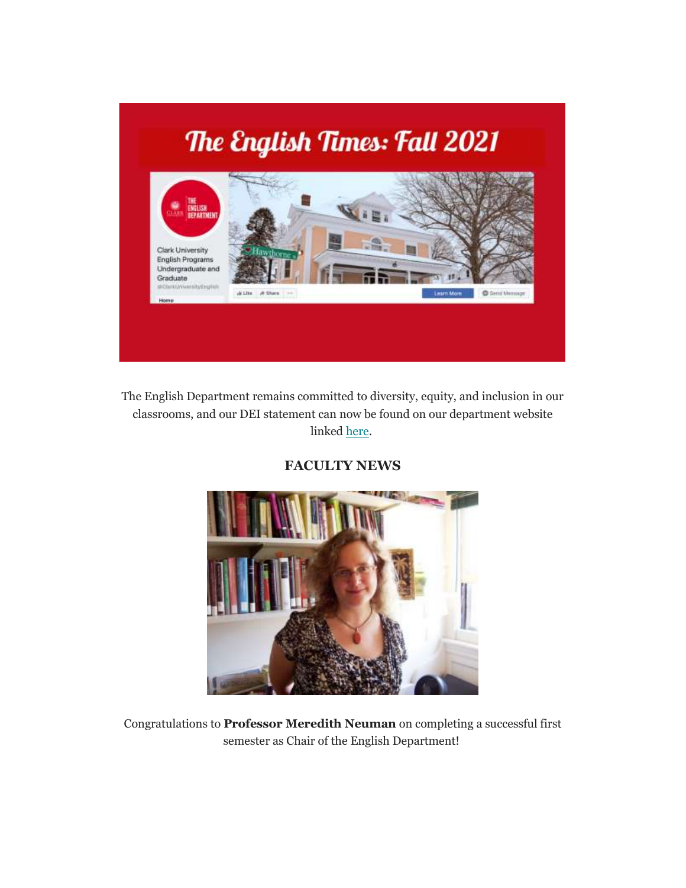# The English Times: Fall 2021

The English Department remains committed to diversity, equity, and inclusion in our classrooms, and our DEI statement can now be found on our department website linked here.

## FACULTY NEWS

Congratulations to **Professor Meredith Neuman** on completing a successful first semester as Chair of the English Department!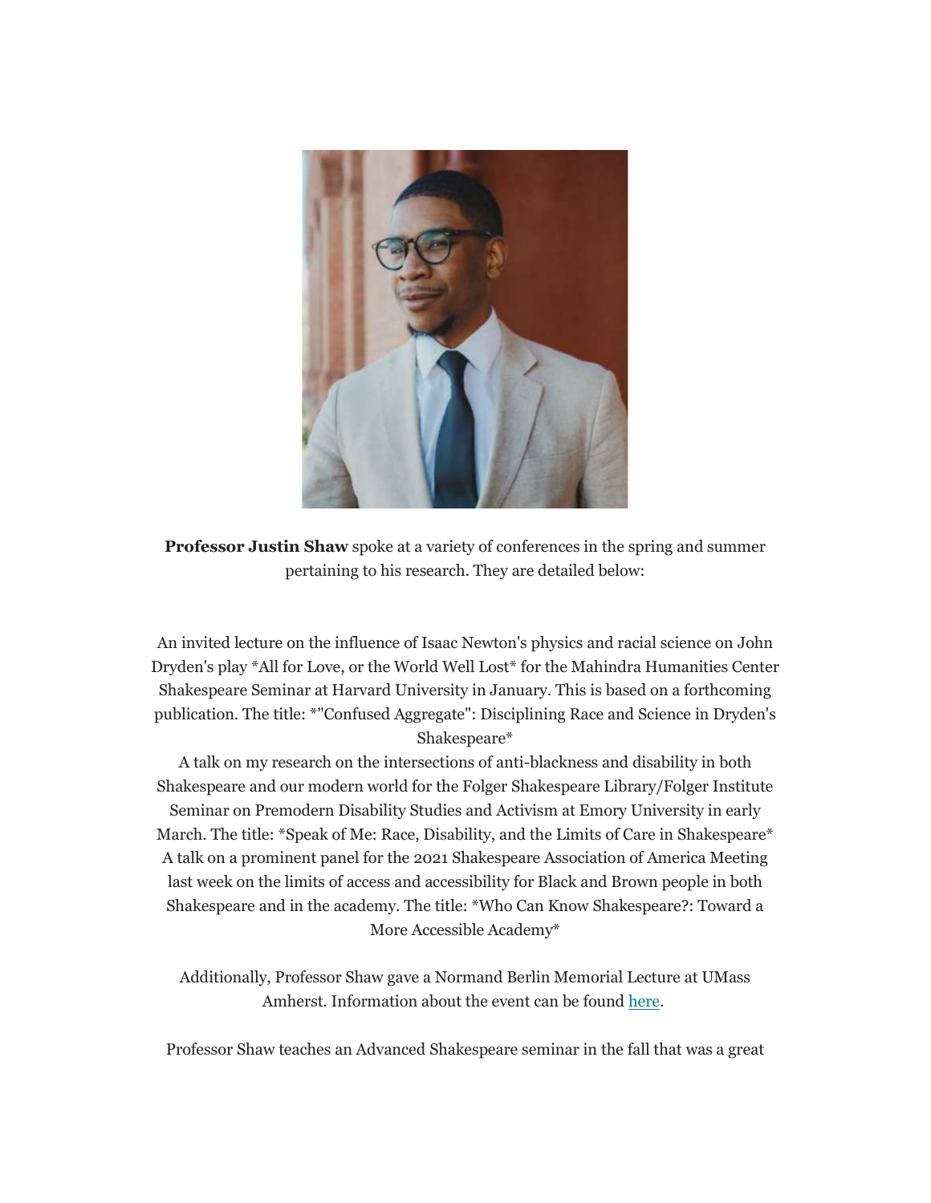**Professor Justin Shaw** spoke at a variety of conferences in the spring and summer pertaining to his research. They are detailed below:

An invited lecture on the influence of Isaac Newton's physics and racial science on John Dryden's play *All for Love, or the World Well Lost* for the Mahindra Humanities Center Shakespeare Seminar at Harvard University in January. This is based on a forthcoming publication. The title: *"Confused Aggregate": Disciplining Race and Science in Dryden's Shakespeare*

A talk on my research on the intersections of anti-blackness and disability in both Shakespeare and our modern world for the Folger Shakespeare Library/Folger Institute Seminar on Premodern Disability Studies and Activism at Emory University in early March. The title: *Speak of Me: Race, Disability, and the Limits of Care in Shakespeare*

A talk on a prominent panel for the 2021 Shakespeare Association of America Meeting last week on the limits of access and accessibility for Black and Brown people in both Shakespeare and in the academy. The title: *Who Can Know Shakespeare?: Toward a More Accessible Academy*

Additionally, Professor Shaw gave a Normand Berlin Memorial Lecture at UMass Amherst. Information about the event can be found [here](#).

Professor Shaw teaches an Advanced Shakespeare seminar in the fall that was a great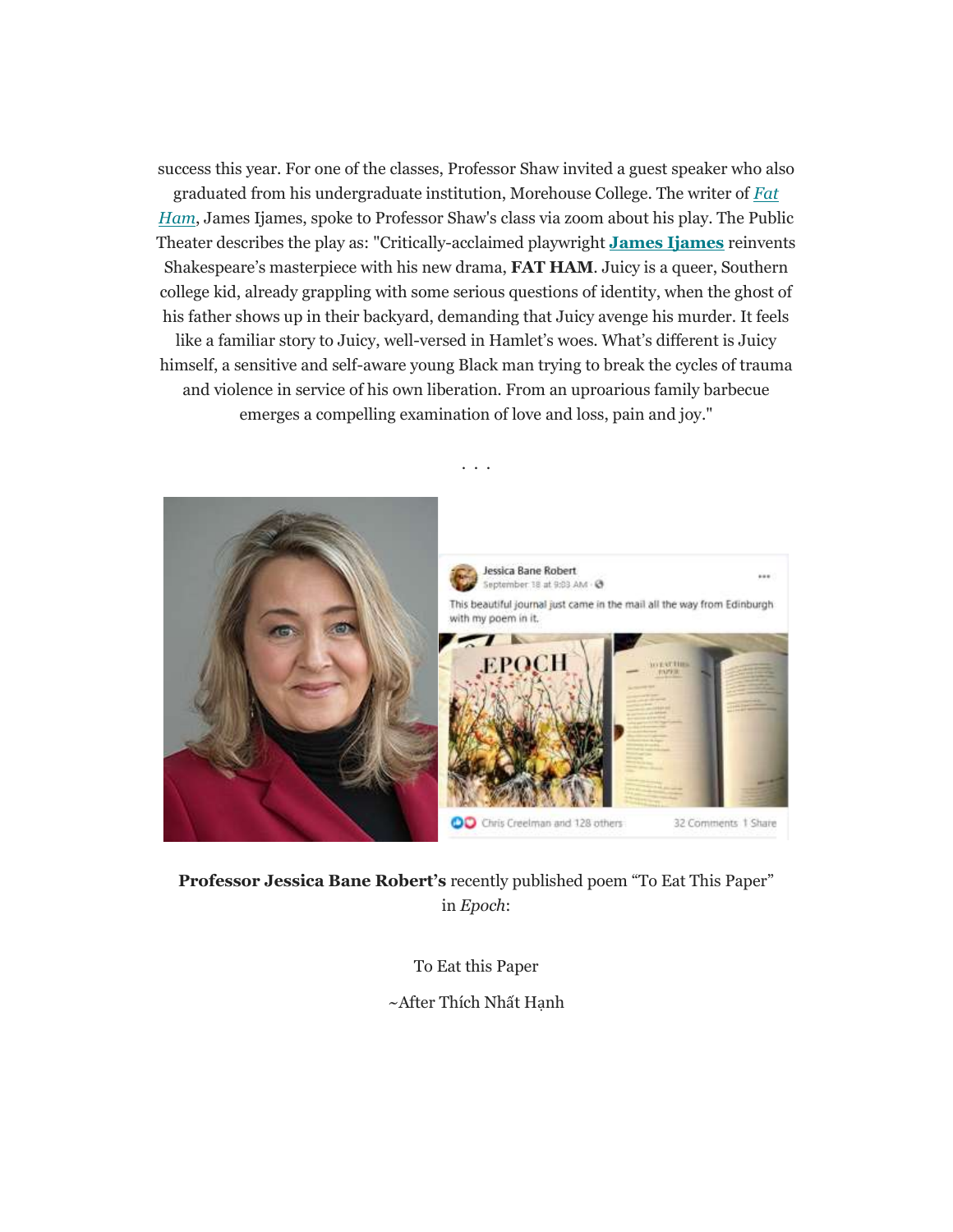success this year. For one of the classes, Professor Shaw invited a guest speaker who also graduated from his undergraduate institution, Morehouse College. The writer of *Fat Ham*, James Ijames, spoke to Professor Shaw's class via zoom about his play. The Public Theater describes the play as: "Critically-acclaimed playwright **James Ijames** reinvents Shakespeare's masterpiece with his new drama, **FAT HAM**. Juicy is a queer, Southern college kid, already grappling with some serious questions of identity, when the ghost of his father shows up in their backyard, demanding that Juicy avenge his murder. It feels like a familiar story to Juicy, well-versed in Hamlet's woes. What's different is Juicy himself, a sensitive and self-aware young Black man trying to break the cycles of trauma and violence in service of his own liberation. From an uproarious family barbecue emerges a compelling examination of love and loss, pain and joy."

. . .

**Professor Jessica Bane Robert's** recently published poem "To Eat This Paper" in *Epoch*:

To Eat this Paper

~After Thích Nhất Hạnh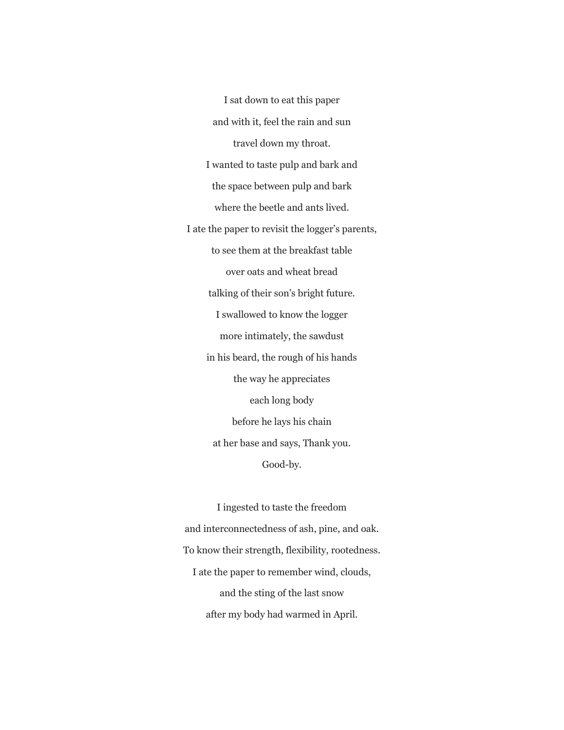I sat down to eat this paper

and with it, feel the rain and sun

travel down my throat.

I wanted to taste pulp and bark and

the space between pulp and bark

where the beetle and ants lived.

I ate the paper to revisit the logger's parents,

to see them at the breakfast table

over oats and wheat bread

talking of their son's bright future.

I swallowed to know the logger

more intimately, the sawdust

in his beard, the rough of his hands

the way he appreciates

each long body

before he lays his chain

at her base and says, Thank you.

Good-by.

I ingested to taste the freedom

and interconnectedness of ash, pine, and oak.

To know their strength, flexibility, rootedness.

I ate the paper to remember wind, clouds,

and the sting of the last snow

after my body had warmed in April.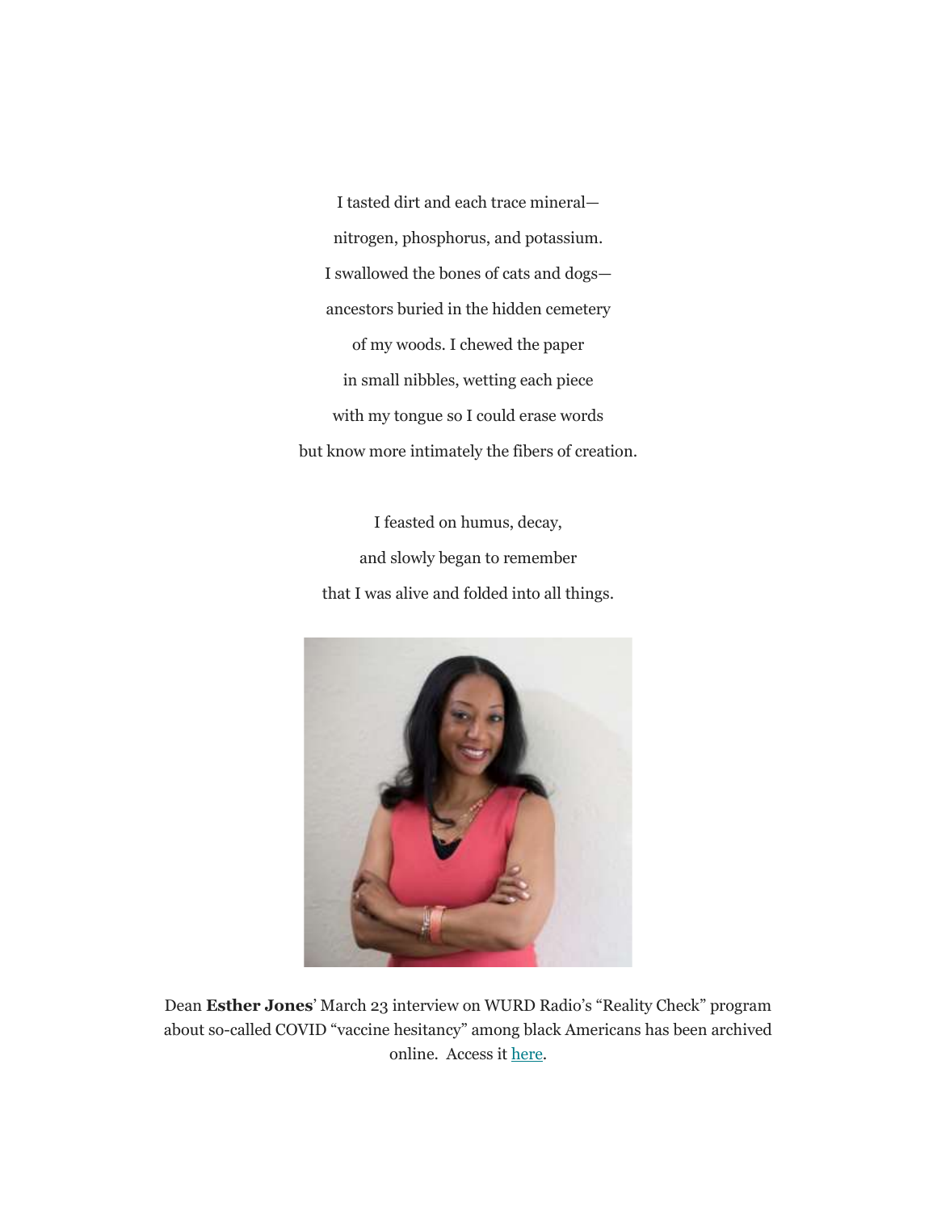I tasted dirt and each trace mineral—

nitrogen, phosphorus, and potassium.

I swallowed the bones of cats and dogs—

ancestors buried in the hidden cemetery

of my woods. I chewed the paper

in small nibbles, wetting each piece

with my tongue so I could erase words

but know more intimately the fibers of creation.

I feasted on humus, decay,

and slowly began to remember

that I was alive and folded into all things.

Dean **Esther Jones**' March 23 interview on WURD Radio's "Reality Check" program about so-called COVID "vaccine hesitancy" among black Americans has been archived online. Access it here.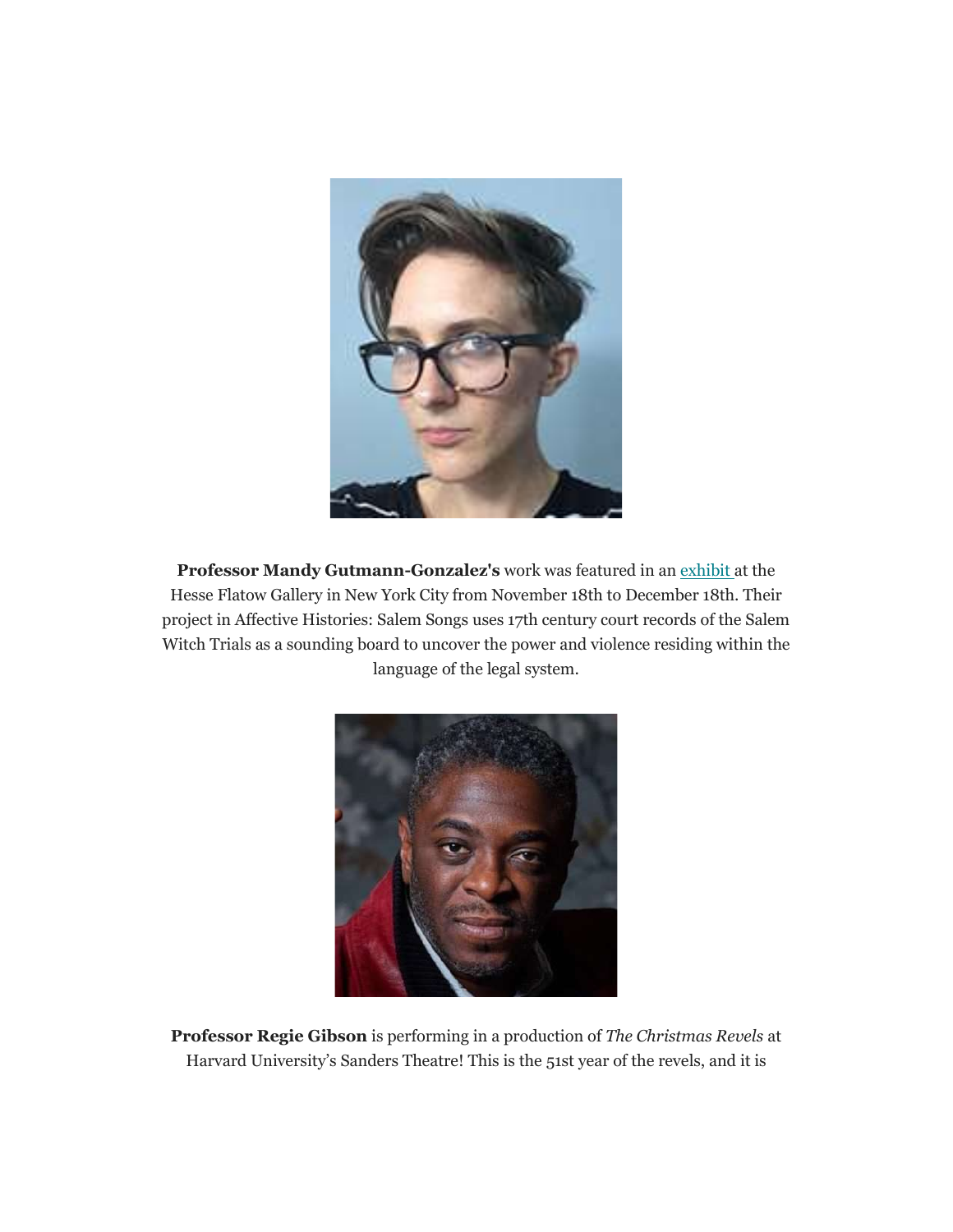**Professor Mandy Gutmann-Gonzalez's** work was featured in an exhibit at the Hesse Flatow Gallery in New York City from November 18th to December 18th. Their project in Affective Histories: Salem Songs uses 17th century court records of the Salem Witch Trials as a sounding board to uncover the power and violence residing within the language of the legal system.

**Professor Regie Gibson** is performing in a production of *The Christmas Revels* at Harvard University's Sanders Theatre! This is the 51st year of the revels, and it is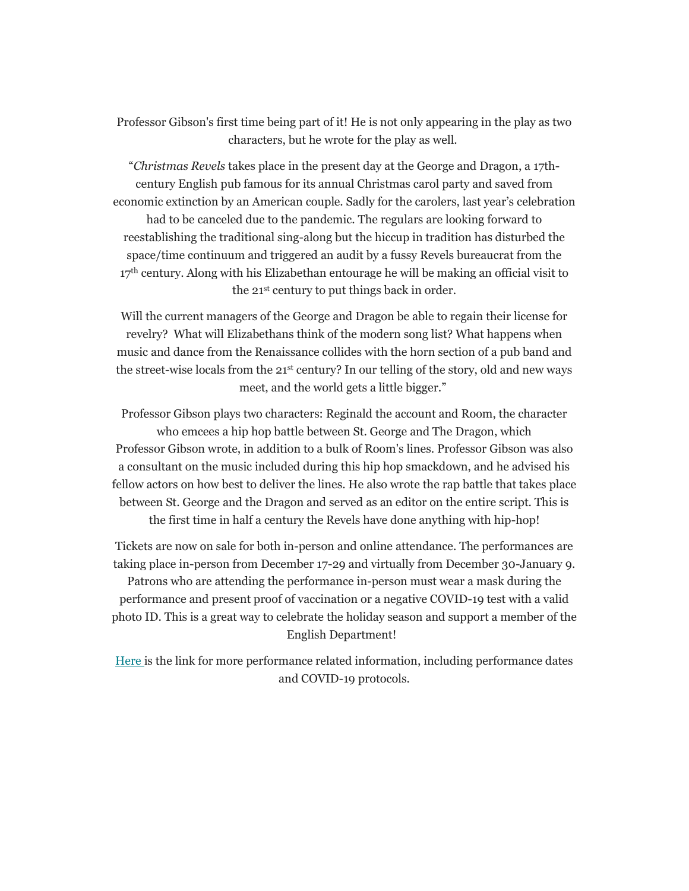Professor Gibson's first time being part of it! He is not only appearing in the play as two characters, but he wrote for the play as well.

"*Christmas Revels* takes place in the present day at the George and Dragon, a 17th-century English pub famous for its annual Christmas carol party and saved from economic extinction by an American couple. Sadly for the carolers, last year's celebration had to be canceled due to the pandemic. The regulars are looking forward to reestablishing the traditional sing-along but the hiccup in tradition has disturbed the space/time continuum and triggered an audit by a fussy Revels bureaucrat from the 17th century. Along with his Elizabethan entourage he will be making an official visit to the 21st century to put things back in order.

Will the current managers of the George and Dragon be able to regain their license for revelry? What will Elizabethans think of the modern song list? What happens when music and dance from the Renaissance collides with the horn section of a pub band and the street-wise locals from the 21st century? In our telling of the story, old and new ways meet, and the world gets a little bigger."

Professor Gibson plays two characters: Reginald the account and Room, the character who emcees a hip hop battle between St. George and The Dragon, which Professor Gibson wrote, in addition to a bulk of Room's lines. Professor Gibson was also a consultant on the music included during this hip hop smackdown, and he advised his fellow actors on how best to deliver the lines. He also wrote the rap battle that takes place between St. George and the Dragon and served as an editor on the entire script. This is the first time in half a century the Revels have done anything with hip-hop!

Tickets are now on sale for both in-person and online attendance. The performances are taking place in-person from December 17-29 and virtually from December 30-January 9. Patrons who are attending the performance in-person must wear a mask during the performance and present proof of vaccination or a negative COVID-19 test with a valid photo ID. This is a great way to celebrate the holiday season and support a member of the English Department!

Here is the link for more performance related information, including performance dates and COVID-19 protocols.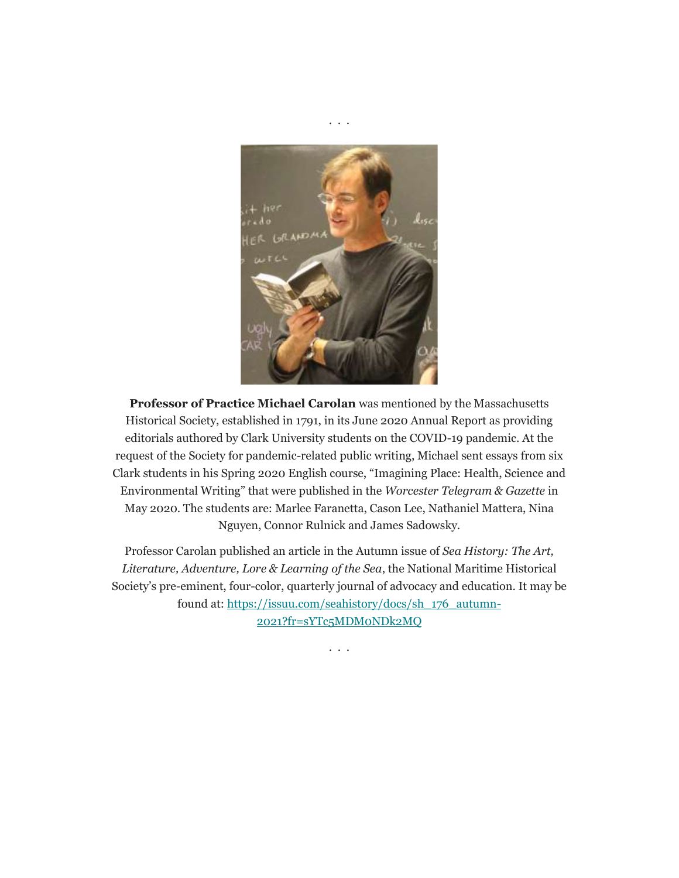. . .

**Professor of Practice Michael Carolan** was mentioned by the Massachusetts Historical Society, established in 1791, in its June 2020 Annual Report as providing editorials authored by Clark University students on the COVID-19 pandemic. At the request of the Society for pandemic-related public writing, Michael sent essays from six Clark students in his Spring 2020 English course, "Imagining Place: Health, Science and Environmental Writing" that were published in the *Worcester Telegram & Gazette* in May 2020. The students are: Marlee Faranetta, Cason Lee, Nathaniel Mattera, Nina Nguyen, Connor Rulnick and James Sadowsky.

Professor Carolan published an article in the Autumn issue of *Sea History: The Art, Literature, Adventure, Lore & Learning of the Sea*, the National Maritime Historical Society's pre-eminent, four-color, quarterly journal of advocacy and education. It may be found at: [https://issuu.com/seahistory/docs/sh_176_autumn-2021?fr=sYTc5MDM0NDk2MQ](https://issuu.com/seahistory/docs/sh_176_autumn-2021?fr=sYTc5MDM0NDk2MQ)

. . .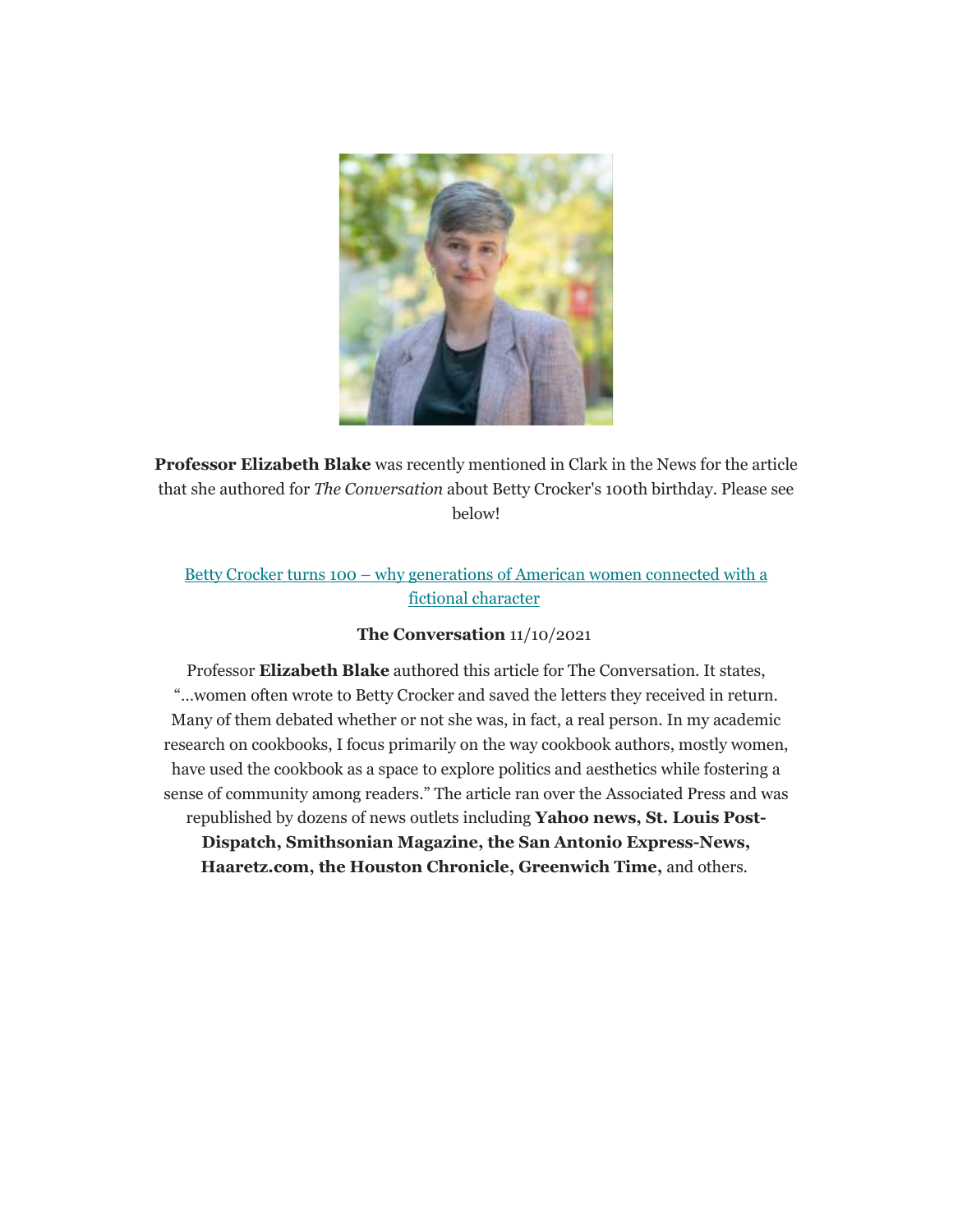**Professor Elizabeth Blake** was recently mentioned in Clark in the News for the article that she authored for *The Conversation* about Betty Crocker's 100th birthday. Please see below!

[Betty Crocker turns 100 – why generations of American women connected with a fictional character]

**The Conversation** 11/10/2021

Professor **Elizabeth Blake** authored this article for The Conversation. It states, "...women often wrote to Betty Crocker and saved the letters they received in return. Many of them debated whether or not she was, in fact, a real person. In my academic research on cookbooks, I focus primarily on the way cookbook authors, mostly women, have used the cookbook as a space to explore politics and aesthetics while fostering a sense of community among readers." The article ran over the Associated Press and was republished by dozens of news outlets including **Yahoo news, St. Louis Post-Dispatch, Smithsonian Magazine, the San Antonio Express-News, Haaretz.com, the Houston Chronicle, Greenwich Time,** and others.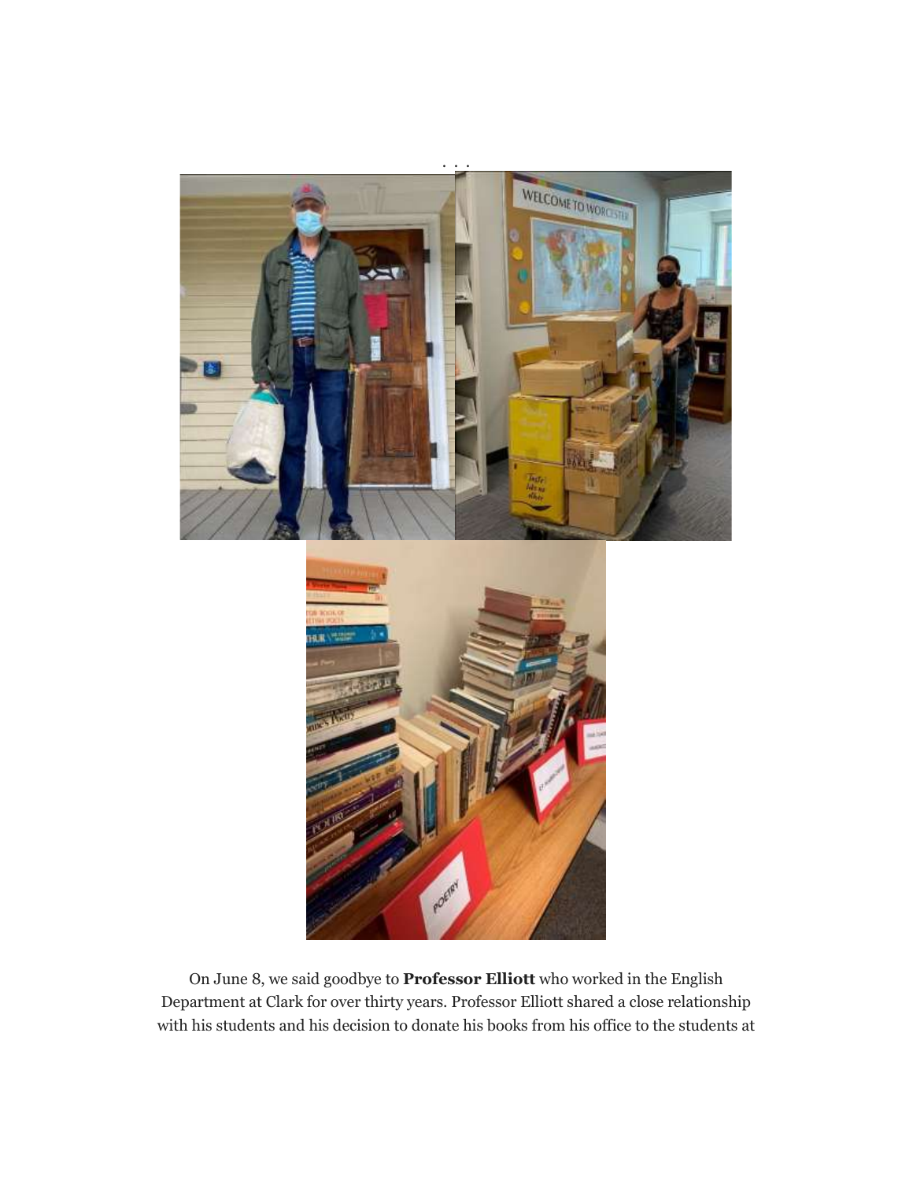On June 8, we said goodbye to **Professor Elliott** who worked in the English Department at Clark for over thirty years. Professor Elliott shared a close relationship with his students and his decision to donate his books from his office to the students at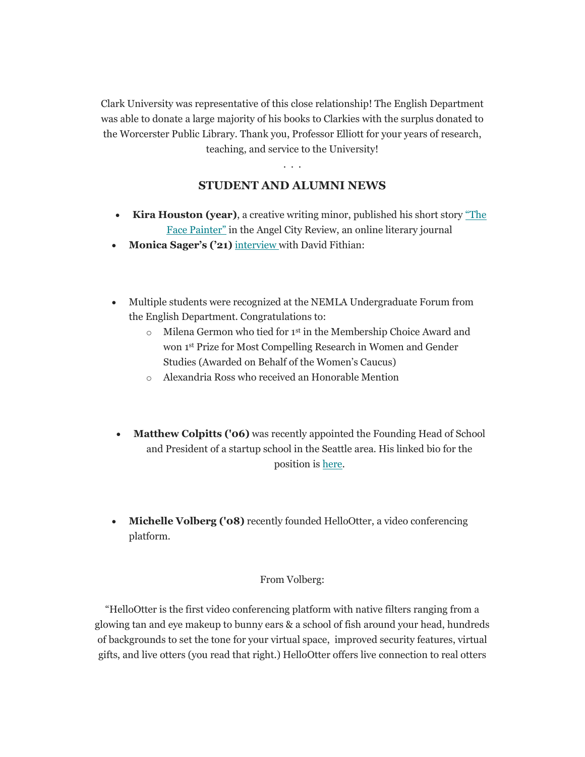Clark University was representative of this close relationship! The English Department was able to donate a large majority of his books to Clarkies with the surplus donated to the Worcerster Public Library. Thank you, Professor Elliott for your years of research, teaching, and service to the University!

. . .

## STUDENT AND ALUMNI NEWS

- **Kira Houston (year)**, a creative writing minor, published his short story "The Face Painter" in the Angel City Review, an online literary journal
- **Monica Sager's ('21)** interview with David Fithian:

- Multiple students were recognized at the NEMLA Undergraduate Forum from the English Department. Congratulations to:
  - Milena Germon who tied for 1st in the Membership Choice Award and won 1st Prize for Most Compelling Research in Women and Gender Studies (Awarded on Behalf of the Women's Caucus)
  - Alexandria Ross who received an Honorable Mention

- **Matthew Colpitts ('06)** was recently appointed the Founding Head of School and President of a startup school in the Seattle area. His linked bio for the position is here.

- **Michelle Volberg ('08)** recently founded HelloOtter, a video conferencing platform.

From Volberg:

"HelloOtter is the first video conferencing platform with native filters ranging from a glowing tan and eye makeup to bunny ears & a school of fish around your head, hundreds of backgrounds to set the tone for your virtual space, improved security features, virtual gifts, and live otters (you read that right.) HelloOtter offers live connection to real otters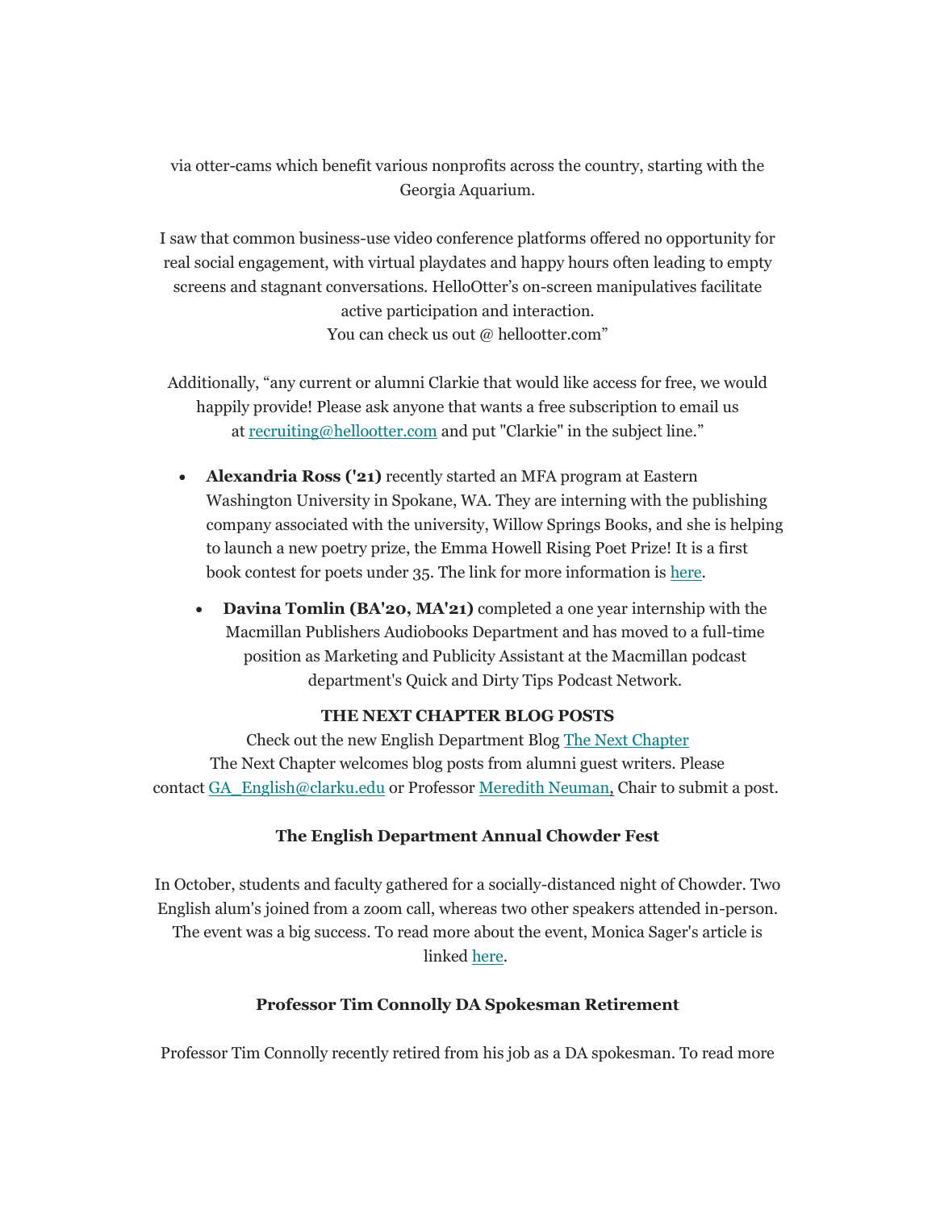via otter-cams which benefit various nonprofits across the country, starting with the Georgia Aquarium.

I saw that common business-use video conference platforms offered no opportunity for real social engagement, with virtual playdates and happy hours often leading to empty screens and stagnant conversations. HelloOtter's on-screen manipulatives facilitate active participation and interaction.
You can check us out @ hellootter.com"

Additionally, "any current or alumni Clarkie that would like access for free, we would happily provide! Please ask anyone that wants a free subscription to email us at recruiting@hellootter.com and put "Clarkie" in the subject line."

- **Alexandria Ross ('21)** recently started an MFA program at Eastern Washington University in Spokane, WA. They are interning with the publishing company associated with the university, Willow Springs Books, and she is helping to launch a new poetry prize, the Emma Howell Rising Poet Prize! It is a first book contest for poets under 35. The link for more information is here.

- **Davina Tomlin (BA'20, MA'21)** completed a one year internship with the Macmillan Publishers Audiobooks Department and has moved to a full-time position as Marketing and Publicity Assistant at the Macmillan podcast department's Quick and Dirty Tips Podcast Network.

**THE NEXT CHAPTER BLOG POSTS**

Check out the new English Department Blog The Next Chapter
The Next Chapter welcomes blog posts from alumni guest writers. Please contact GA_English@clarku.edu or Professor Meredith Neuman, Chair to submit a post.

**The English Department Annual Chowder Fest**

In October, students and faculty gathered for a socially-distanced night of Chowder. Two English alum's joined from a zoom call, whereas two other speakers attended in-person. The event was a big success. To read more about the event, Monica Sager's article is linked here.

**Professor Tim Connolly DA Spokesman Retirement**

Professor Tim Connolly recently retired from his job as a DA spokesman. To read more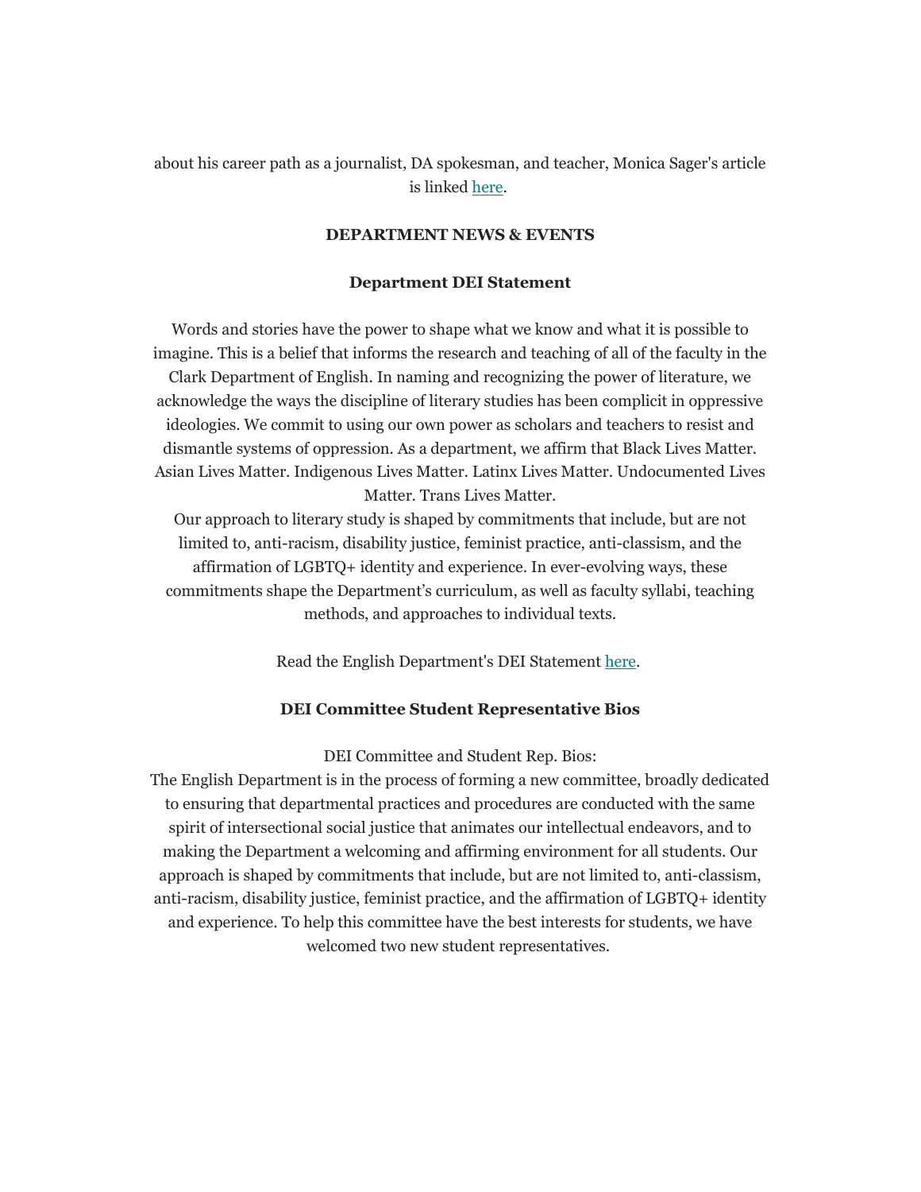about his career path as a journalist, DA spokesman, and teacher, Monica Sager's article is linked here.

## DEPARTMENT NEWS & EVENTS

### Department DEI Statement

Words and stories have the power to shape what we know and what it is possible to imagine. This is a belief that informs the research and teaching of all of the faculty in the Clark Department of English. In naming and recognizing the power of literature, we acknowledge the ways the discipline of literary studies has been complicit in oppressive ideologies. We commit to using our own power as scholars and teachers to resist and dismantle systems of oppression. As a department, we affirm that Black Lives Matter. Asian Lives Matter. Indigenous Lives Matter. Latinx Lives Matter. Undocumented Lives Matter. Trans Lives Matter.
Our approach to literary study is shaped by commitments that include, but are not limited to, anti-racism, disability justice, feminist practice, anti-classism, and the affirmation of LGBTQ+ identity and experience. In ever-evolving ways, these commitments shape the Department's curriculum, as well as faculty syllabi, teaching methods, and approaches to individual texts.

Read the English Department's DEI Statement here.

### DEI Committee Student Representative Bios

DEI Committee and Student Rep. Bios:
The English Department is in the process of forming a new committee, broadly dedicated to ensuring that departmental practices and procedures are conducted with the same spirit of intersectional social justice that animates our intellectual endeavors, and to making the Department a welcoming and affirming environment for all students. Our approach is shaped by commitments that include, but are not limited to, anti-classism, anti-racism, disability justice, feminist practice, and the affirmation of LGBTQ+ identity and experience. To help this committee have the best interests for students, we have welcomed two new student representatives.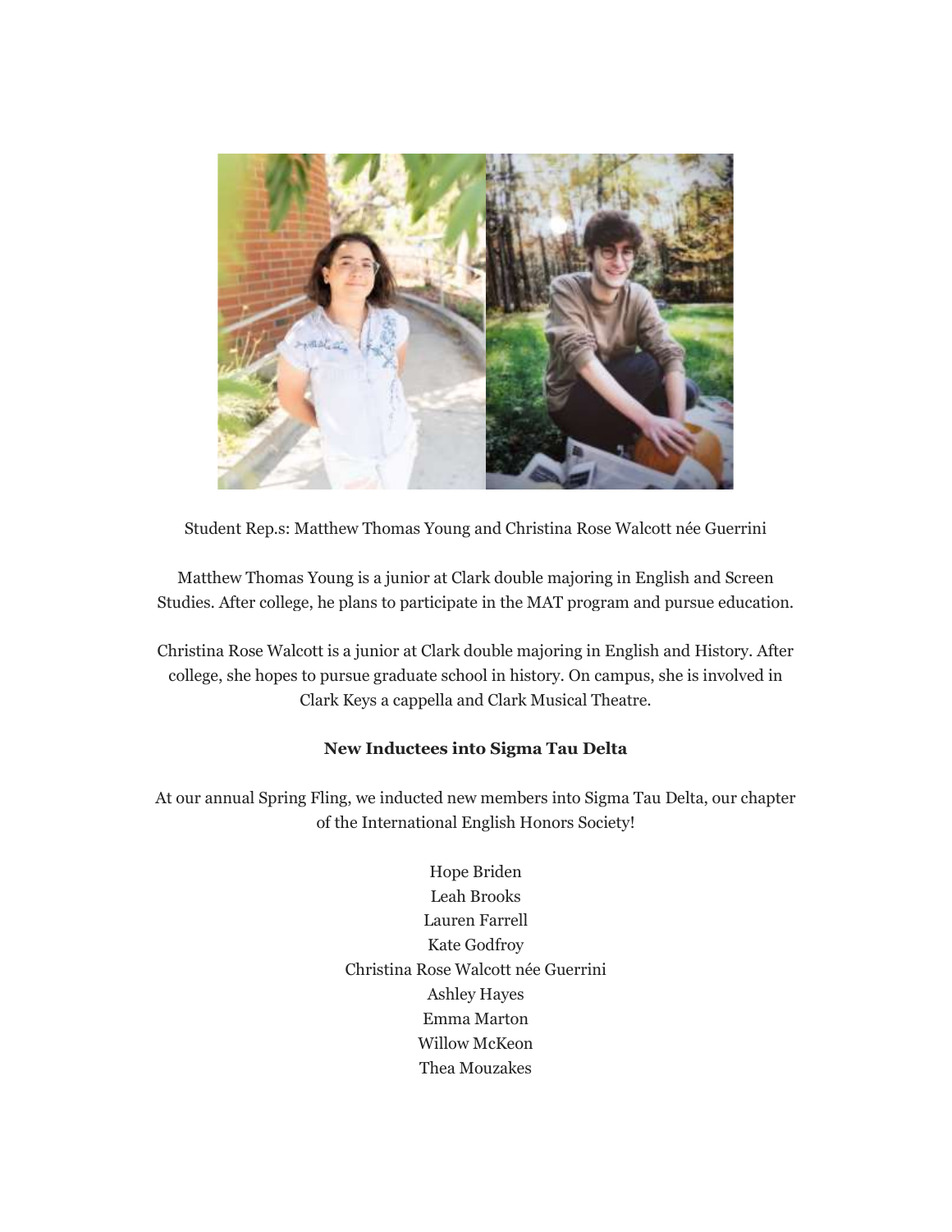Student Rep.s: Matthew Thomas Young and Christina Rose Walcott née Guerrini

Matthew Thomas Young is a junior at Clark double majoring in English and Screen Studies. After college, he plans to participate in the MAT program and pursue education.

Christina Rose Walcott is a junior at Clark double majoring in English and History. After college, she hopes to pursue graduate school in history. On campus, she is involved in Clark Keys a cappella and Clark Musical Theatre.

**New Inductees into Sigma Tau Delta**

At our annual Spring Fling, we inducted new members into Sigma Tau Delta, our chapter of the International English Honors Society!

Hope Briden
Leah Brooks
Lauren Farrell
Kate Godfroy
Christina Rose Walcott née Guerrini
Ashley Hayes
Emma Marton
Willow McKeon
Thea Mouzakes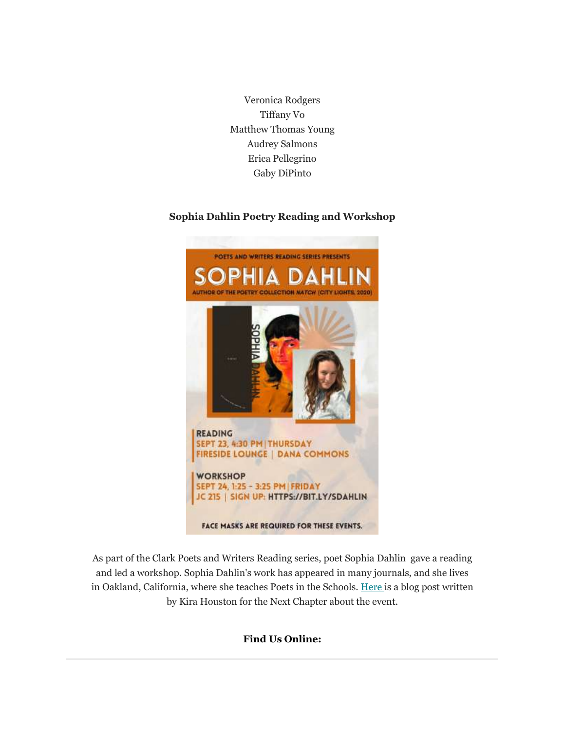Veronica Rodgers
Tiffany Vo
Matthew Thomas Young
Audrey Salmons
Erica Pellegrino
Gaby DiPinto

**Sophia Dahlin Poetry Reading and Workshop**

POETS AND WRITERS READING SERIES PRESENTS

SOPHIA DAHLIN

AUTHOR OF THE POETRY COLLECTION *NATCH* (CITY LIGHTS, 2020)

READING
SEPT 23, 4:30 PM | THURSDAY
FIRESIDE LOUNGE | DANA COMMONS

WORKSHOP
SEPT 24, 1:25 - 3:25 PM | FRIDAY
JC 215 | SIGN UP: HTTPS://BIT.LY/SDAHLIN

FACE MASKS ARE REQUIRED FOR THESE EVENTS.

As part of the Clark Poets and Writers Reading series, poet Sophia Dahlin gave a reading and led a workshop. Sophia Dahlin's work has appeared in many journals, and she lives in Oakland, California, where she teaches Poets in the Schools. Here is a blog post written by Kira Houston for the Next Chapter about the event.

**Find Us Online:**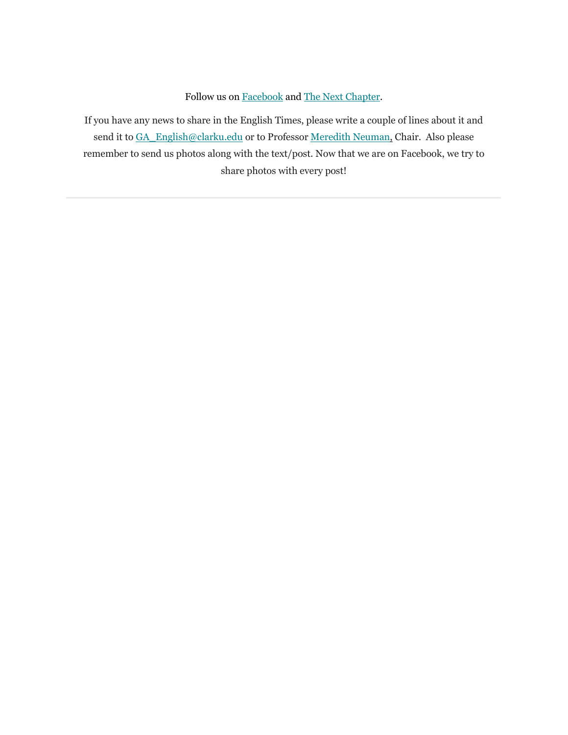Follow us on Facebook and The Next Chapter.

If you have any news to share in the English Times, please write a couple of lines about it and send it to GA_English@clarku.edu or to Professor Meredith Neuman, Chair. Also please remember to send us photos along with the text/post. Now that we are on Facebook, we try to share photos with every post!

---